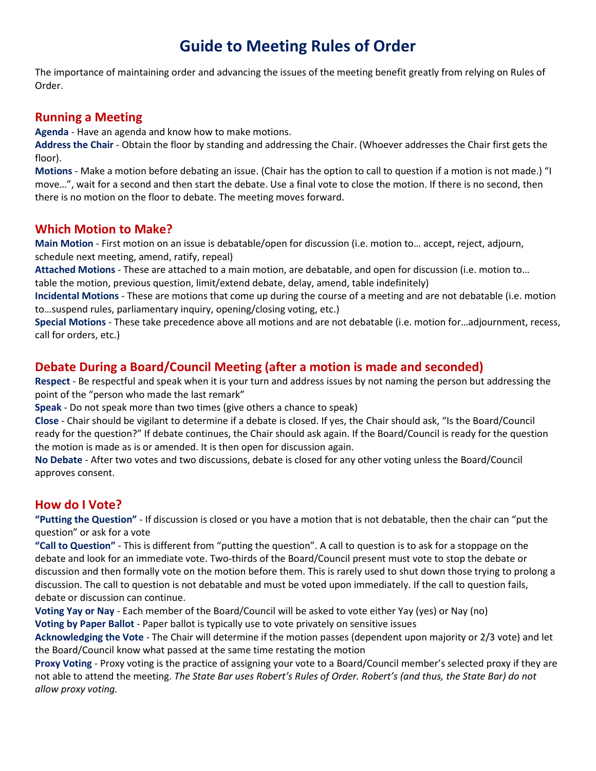# Guide to Meeting Rules of Order

The importance of maintaining order and advancing the issues of the meeting benefit greatly from relying on Rules of Order.

## Running a Meeting

**Agenda** - Have an agenda and know how to make motions.

**Address the Chair** - Obtain the floor by standing and addressing the Chair. (Whoever addresses the Chair first gets the floor).

**Motions** - Make a motion before debating an issue. (Chair has the option to call to question if a motion is not made.) "I move…", wait for a second and then start the debate. Use a final vote to close the motion. If there is no second, then there is no motion on the floor to debate. The meeting moves forward.

## Which Motion to Make?

**Main Motion** - First motion on an issue is debatable/open for discussion (i.e. motion to… accept, reject, adjourn, schedule next meeting, amend, ratify, repeal)

**Attached Motions** - These are attached to a main motion, are debatable, and open for discussion (i.e. motion to… table the motion, previous question, limit/extend debate, delay, amend, table indefinitely)

**Incidental Motions** - These are motions that come up during the course of a meeting and are not debatable (i.e. motion to…suspend rules, parliamentary inquiry, opening/closing voting, etc.)

**Special Motions** - These take precedence above all motions and are not debatable (i.e. motion for…adjournment, recess, call for orders, etc.)

## Debate During a Board/Council Meeting (after a motion is made and seconded)

**Respect** - Be respectful and speak when it is your turn and address issues by not naming the person but addressing the point of the "person who made the last remark"

**Speak** - Do not speak more than two times (give others a chance to speak)

**Close** - Chair should be vigilant to determine if a debate is closed. If yes, the Chair should ask, "Is the Board/Council ready for the question?" If debate continues, the Chair should ask again. If the Board/Council is ready for the question the motion is made as is or amended. It is then open for discussion again.

**No Debate** - After two votes and two discussions, debate is closed for any other voting unless the Board/Council approves consent.

## How do I Vote?

**"Putting the Question"** - If discussion is closed or you have a motion that is not debatable, then the chair can "put the question" or ask for a vote

**"Call to Question"** - This is different from "putting the question". A call to question is to ask for a stoppage on the debate and look for an immediate vote. Two-thirds of the Board/Council present must vote to stop the debate or discussion and then formally vote on the motion before them. This is rarely used to shut down those trying to prolong a discussion. The call to question is not debatable and must be voted upon immediately. If the call to question fails, debate or discussion can continue.

**Voting Yay or Nay** - Each member of the Board/Council will be asked to vote either Yay (yes) or Nay (no)

**Voting by Paper Ballot** - Paper ballot is typically use to vote privately on sensitive issues

**Acknowledging the Vote** - The Chair will determine if the motion passes (dependent upon majority or 2/3 vote) and let the Board/Council know what passed at the same time restating the motion

**Proxy Voting** - Proxy voting is the practice of assigning your vote to a Board/Council member's selected proxy if they are not able to attend the meeting. *The State Bar uses Robert's Rules of Order. Robert's (and thus, the State Bar) do not allow proxy voting.*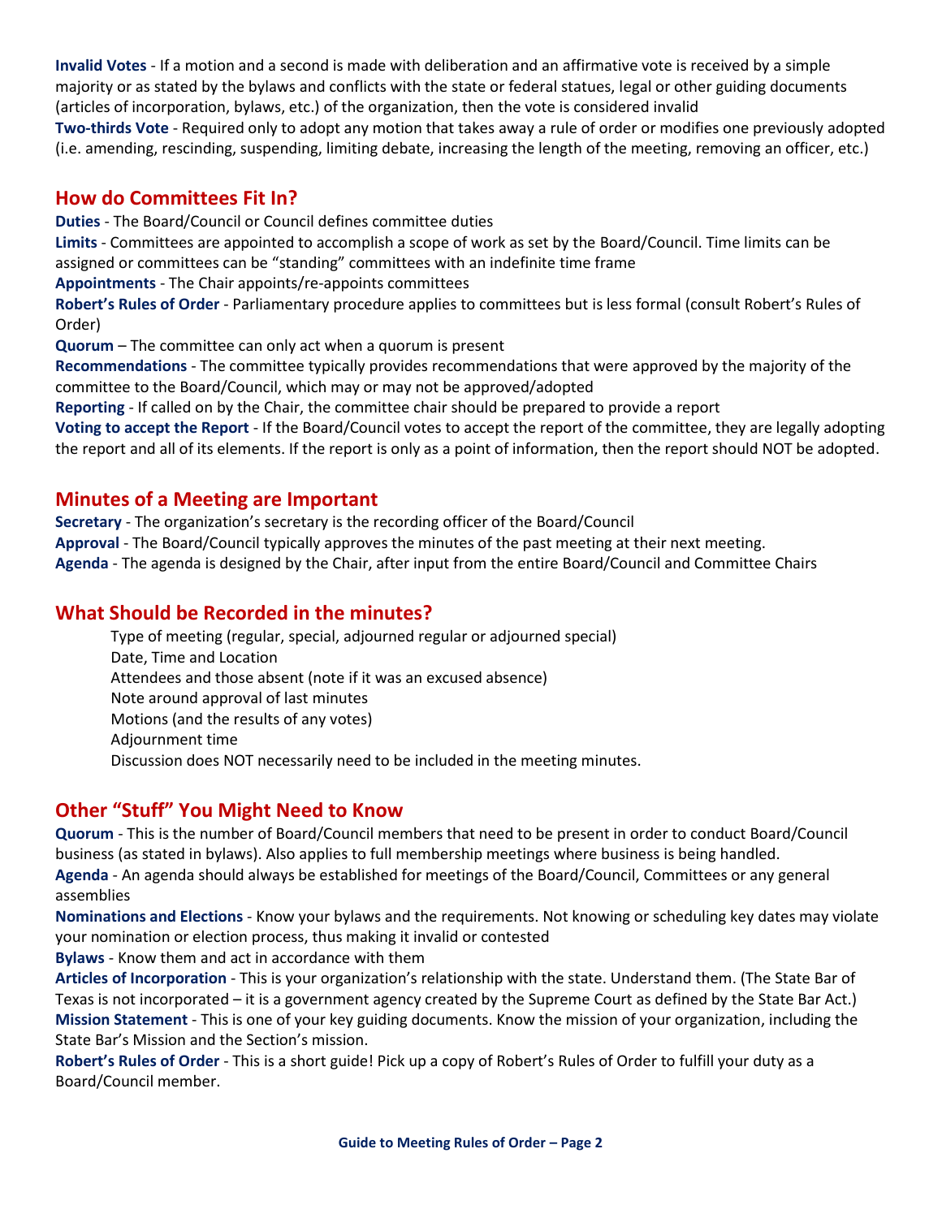**Invalid Votes** - If a motion and a second is made with deliberation and an affirmative vote is received by a simple majority or as stated by the bylaws and conflicts with the state or federal statues, legal or other guiding documents (articles of incorporation, bylaws, etc.) of the organization, then the vote is considered invalid

**Two-thirds Vote** - Required only to adopt any motion that takes away a rule of order or modifies one previously adopted (i.e. amending, rescinding, suspending, limiting debate, increasing the length of the meeting, removing an officer, etc.)

## How do Committees Fit In?

**Duties** - The Board/Council or Council defines committee duties

**Limits** - Committees are appointed to accomplish a scope of work as set by the Board/Council. Time limits can be assigned or committees can be "standing" committees with an indefinite time frame

**Appointments** - The Chair appoints/re-appoints committees

**Robert's Rules of Order** - Parliamentary procedure applies to committees but is less formal (consult Robert's Rules of Order)

**Quorum** – The committee can only act when a quorum is present

**Recommendations** - The committee typically provides recommendations that were approved by the majority of the committee to the Board/Council, which may or may not be approved/adopted

**Reporting** - If called on by the Chair, the committee chair should be prepared to provide a report

**Voting to accept the Report** - If the Board/Council votes to accept the report of the committee, they are legally adopting the report and all of its elements. If the report is only as a point of information, then the report should NOT be adopted.

## Minutes of a Meeting are Important

**Secretary** - The organization's secretary is the recording officer of the Board/Council

**Approval** - The Board/Council typically approves the minutes of the past meeting at their next meeting.

**Agenda** - The agenda is designed by the Chair, after input from the entire Board/Council and Committee Chairs

## What Should be Recorded in the minutes?

Type of meeting (regular, special, adjourned regular or adjourned special)
Date, Time and Location
Attendees and those absent (note if it was an excused absence)
Note around approval of last minutes
Motions (and the results of any votes)
Adjournment time
Discussion does NOT necessarily need to be included in the meeting minutes.

## Other "Stuff" You Might Need to Know

**Quorum** - This is the number of Board/Council members that need to be present in order to conduct Board/Council business (as stated in bylaws). Also applies to full membership meetings where business is being handled.

**Agenda** - An agenda should always be established for meetings of the Board/Council, Committees or any general assemblies

**Nominations and Elections** - Know your bylaws and the requirements. Not knowing or scheduling key dates may violate your nomination or election process, thus making it invalid or contested

**Bylaws** - Know them and act in accordance with them

**Articles of Incorporation** - This is your organization's relationship with the state. Understand them. (The State Bar of Texas is not incorporated – it is a government agency created by the Supreme Court as defined by the State Bar Act.)

**Mission Statement** - This is one of your key guiding documents. Know the mission of your organization, including the State Bar's Mission and the Section's mission.

**Robert's Rules of Order** - This is a short guide! Pick up a copy of Robert's Rules of Order to fulfill your duty as a Board/Council member.